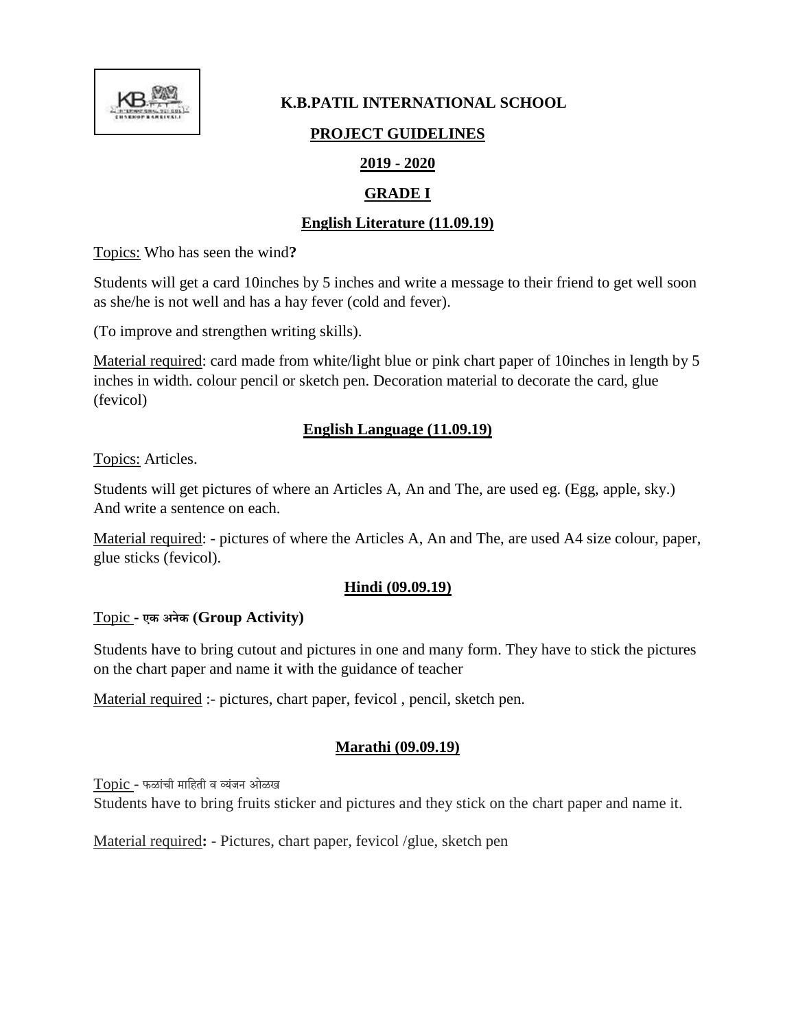# K.B.PATIL INTERNATIONAL SCHOOL

## PROJECT GUIDELINES

## 2019 - 2020

## GRADE I

### English Literature (11.09.19)

Topics: Who has seen the wind**?**

Students will get a card 10inches by 5 inches and write a message to their friend to get well soon as she/he is not well and has a hay fever (cold and fever).

(To improve and strengthen writing skills).

Material required: card made from white/light blue or pink chart paper of 10inches in length by 5 inches in width. colour pencil or sketch pen. Decoration material to decorate the card, glue (fevicol)

### English Language (11.09.19)

Topics: Articles.

Students will get pictures of where an Articles A, An and The, are used eg. (Egg, apple, sky.) And write a sentence on each.

Material required: - pictures of where the Articles A, An and The, are used A4 size colour, paper, glue sticks (fevicol).

### Hindi (09.09.19)

Topic **- एक अनेक (Group Activity)**

Students have to bring cutout and pictures in one and many form. They have to stick the pictures on the chart paper and name it with the guidance of teacher

Material required :- pictures, chart paper, fevicol , pencil, sketch pen.

### Marathi (09.09.19)

Topic - फळांची माहिती व व्यंजन ओळख

Students have to bring fruits sticker and pictures and they stick on the chart paper and name it.

Material required**:** - Pictures, chart paper, fevicol /glue, sketch pen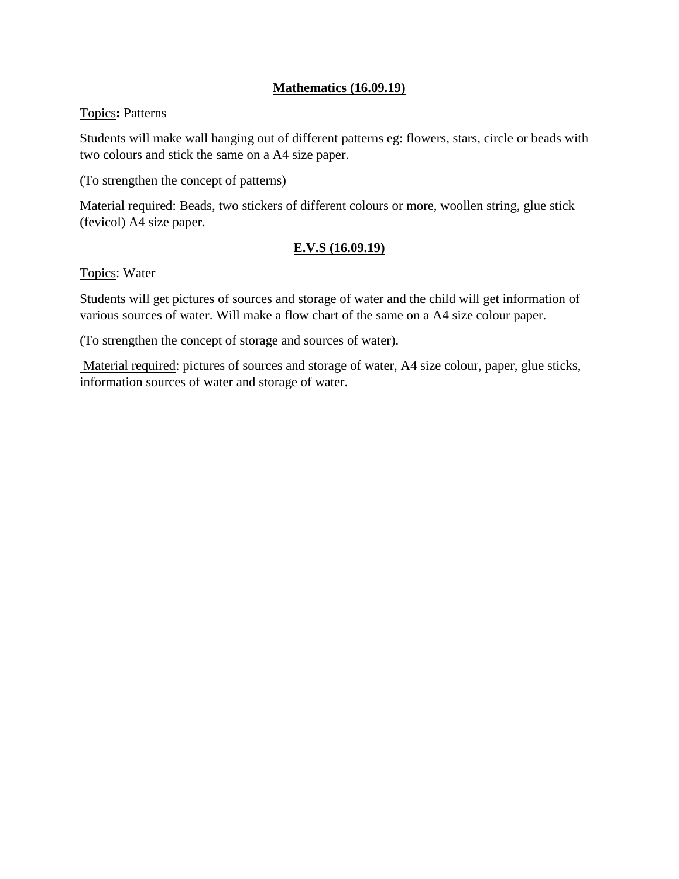## **Mathematics (16.09.19)**

Topics**:** Patterns

Students will make wall hanging out of different patterns eg: flowers, stars, circle or beads with two colours and stick the same on a A4 size paper.

(To strengthen the concept of patterns)

Material required: Beads, two stickers of different colours or more, woollen string, glue stick (fevicol) A4 size paper.

## **E.V.S (16.09.19)**

Topics: Water

Students will get pictures of sources and storage of water and the child will get information of various sources of water. Will make a flow chart of the same on a A4 size colour paper.

(To strengthen the concept of storage and sources of water).

Material required: pictures of sources and storage of water, A4 size colour, paper, glue sticks, information sources of water and storage of water.